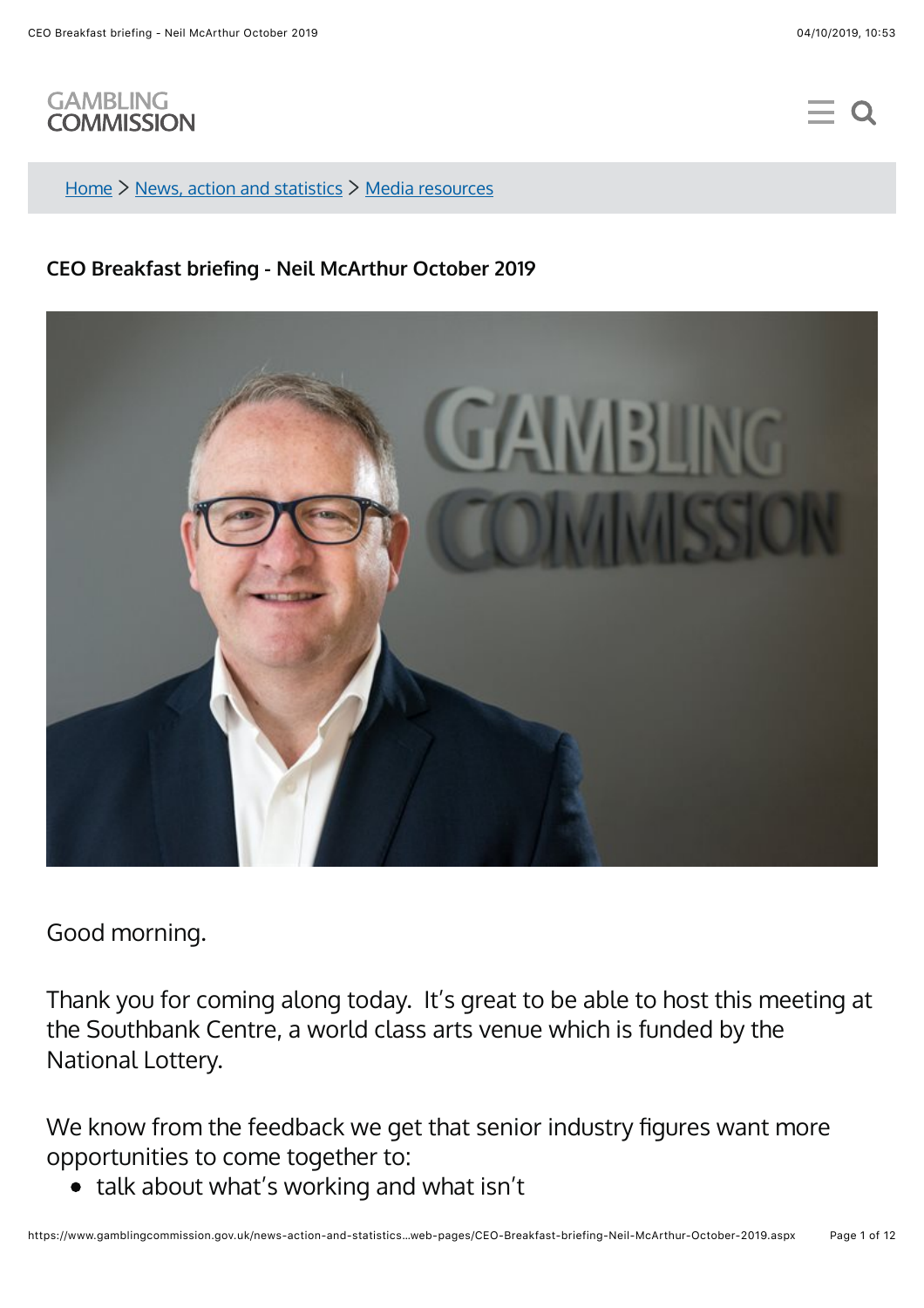GAMBLING COMMISSION

Home > News, action and statistics > Media resources

# CEO Breakfast briefing - Neil McArthur October 2019

Good morning.

Thank you for coming along today. It's great to be able to host this meeting at the Southbank Centre, a world class arts venue which is funded by the National Lottery.

We know from the feedback we get that senior industry figures want more opportunities to come together to:

- talk about what's working and what isn't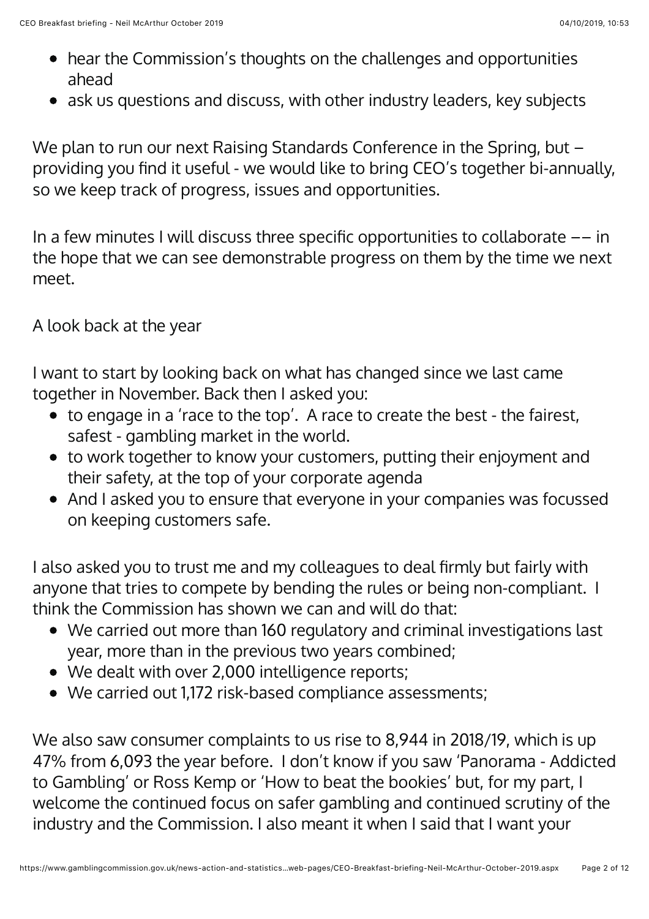- hear the Commission's thoughts on the challenges and opportunities ahead
- ask us questions and discuss, with other industry leaders, key subjects

We plan to run our next Raising Standards Conference in the Spring, but – providing you find it useful - we would like to bring CEO's together bi-annually, so we keep track of progress, issues and opportunities.

In a few minutes I will discuss three specific opportunities to collaborate –– in the hope that we can see demonstrable progress on them by the time we next meet.

A look back at the year

I want to start by looking back on what has changed since we last came together in November. Back then I asked you:

- to engage in a 'race to the top'. A race to create the best - the fairest, safest - gambling market in the world.
- to work together to know your customers, putting their enjoyment and their safety, at the top of your corporate agenda
- And I asked you to ensure that everyone in your companies was focussed on keeping customers safe.

I also asked you to trust me and my colleagues to deal firmly but fairly with anyone that tries to compete by bending the rules or being non-compliant. I think the Commission has shown we can and will do that:

- We carried out more than 160 regulatory and criminal investigations last year, more than in the previous two years combined;
- We dealt with over 2,000 intelligence reports;
- We carried out 1,172 risk-based compliance assessments;

We also saw consumer complaints to us rise to 8,944 in 2018/19, which is up 47% from 6,093 the year before. I don't know if you saw 'Panorama - Addicted to Gambling' or Ross Kemp or 'How to beat the bookies' but, for my part, I welcome the continued focus on safer gambling and continued scrutiny of the industry and the Commission. I also meant it when I said that I want your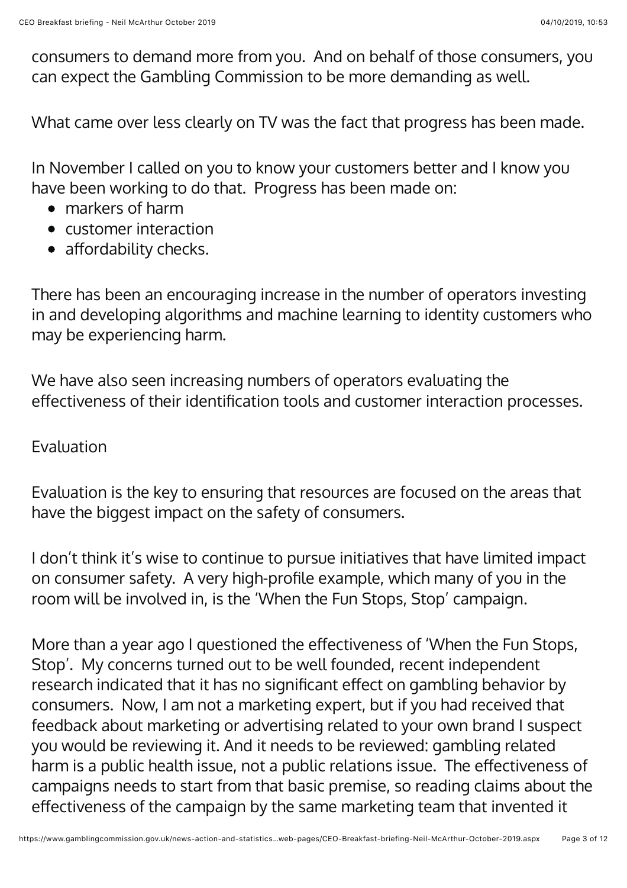consumers to demand more from you.  And on behalf of those consumers, you can expect the Gambling Commission to be more demanding as well.

What came over less clearly on TV was the fact that progress has been made.

In November I called on you to know your customers better and I know you have been working to do that.  Progress has been made on:

- markers of harm
- customer interaction
- affordability checks.

There has been an encouraging increase in the number of operators investing in and developing algorithms and machine learning to identity customers who may be experiencing harm.

We have also seen increasing numbers of operators evaluating the effectiveness of their identification tools and customer interaction processes.

Evaluation

Evaluation is the key to ensuring that resources are focused on the areas that have the biggest impact on the safety of consumers.

I don't think it's wise to continue to pursue initiatives that have limited impact on consumer safety.  A very high-profile example, which many of you in the room will be involved in, is the 'When the Fun Stops, Stop' campaign.

More than a year ago I questioned the effectiveness of 'When the Fun Stops, Stop'.  My concerns turned out to be well founded, recent independent research indicated that it has no significant effect on gambling behavior by consumers.  Now, I am not a marketing expert, but if you had received that feedback about marketing or advertising related to your own brand I suspect you would be reviewing it. And it needs to be reviewed: gambling related harm is a public health issue, not a public relations issue.  The effectiveness of campaigns needs to start from that basic premise, so reading claims about the effectiveness of the campaign by the same marketing team that invented it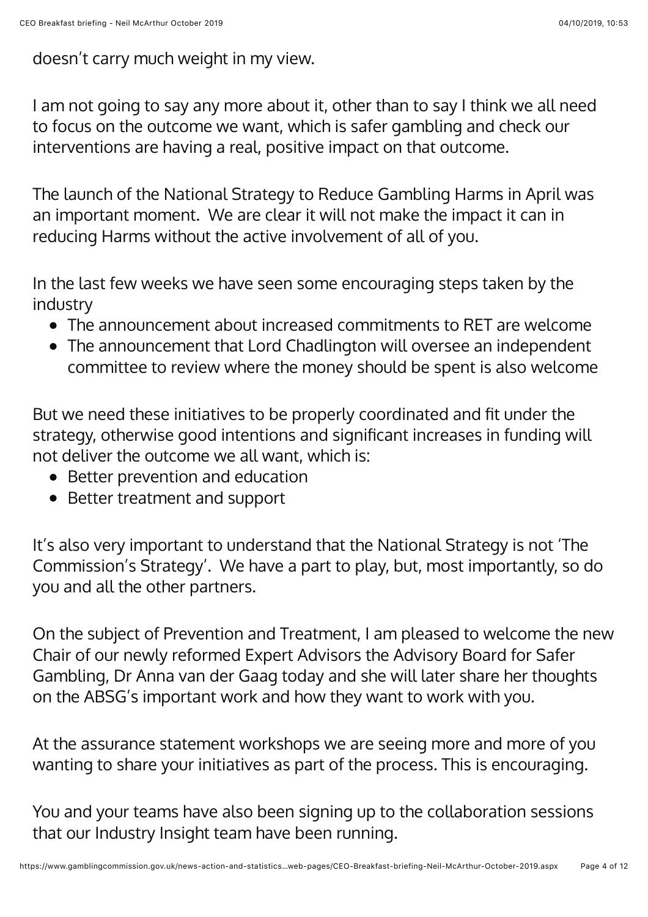doesn't carry much weight in my view.

I am not going to say any more about it, other than to say I think we all need to focus on the outcome we want, which is safer gambling and check our interventions are having a real, positive impact on that outcome.

The launch of the National Strategy to Reduce Gambling Harms in April was an important moment. We are clear it will not make the impact it can in reducing Harms without the active involvement of all of you.

In the last few weeks we have seen some encouraging steps taken by the industry

- The announcement about increased commitments to RET are welcome
- The announcement that Lord Chadlington will oversee an independent committee to review where the money should be spent is also welcome

But we need these initiatives to be properly coordinated and fit under the strategy, otherwise good intentions and significant increases in funding will not deliver the outcome we all want, which is:

- Better prevention and education
- Better treatment and support

It's also very important to understand that the National Strategy is not 'The Commission's Strategy'. We have a part to play, but, most importantly, so do you and all the other partners.

On the subject of Prevention and Treatment, I am pleased to welcome the new Chair of our newly reformed Expert Advisors the Advisory Board for Safer Gambling, Dr Anna van der Gaag today and she will later share her thoughts on the ABSG's important work and how they want to work with you.

At the assurance statement workshops we are seeing more and more of you wanting to share your initiatives as part of the process. This is encouraging.

You and your teams have also been signing up to the collaboration sessions that our Industry Insight team have been running.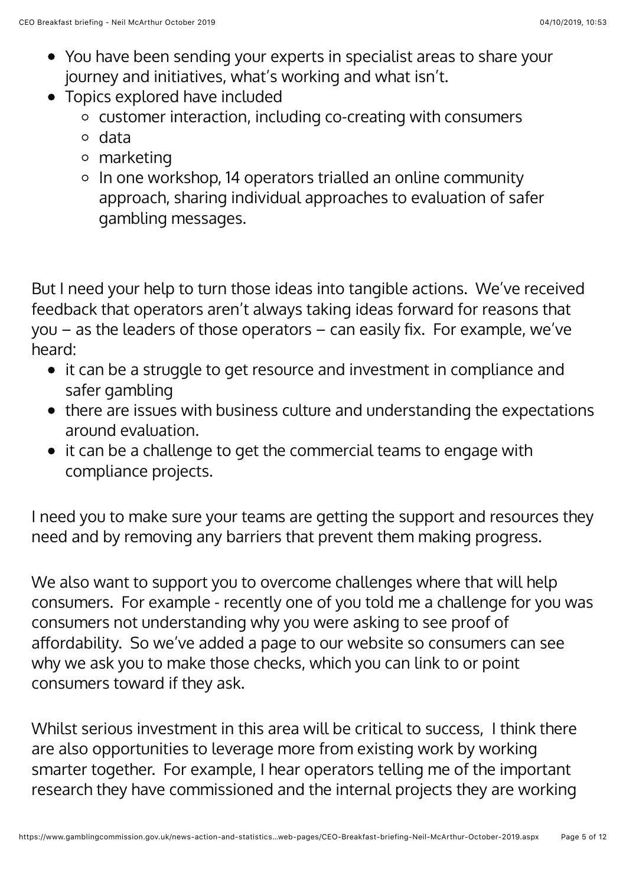- You have been sending your experts in specialist areas to share your journey and initiatives, what's working and what isn't.
- Topics explored have included
  - customer interaction, including co-creating with consumers
  - data
  - marketing
  - In one workshop, 14 operators trialled an online community approach, sharing individual approaches to evaluation of safer gambling messages.

But I need your help to turn those ideas into tangible actions. We've received feedback that operators aren't always taking ideas forward for reasons that you – as the leaders of those operators – can easily fix. For example, we've heard:

- it can be a struggle to get resource and investment in compliance and safer gambling
- there are issues with business culture and understanding the expectations around evaluation.
- it can be a challenge to get the commercial teams to engage with compliance projects.

I need you to make sure your teams are getting the support and resources they need and by removing any barriers that prevent them making progress.

We also want to support you to overcome challenges where that will help consumers. For example - recently one of you told me a challenge for you was consumers not understanding why you were asking to see proof of affordability. So we've added a page to our website so consumers can see why we ask you to make those checks, which you can link to or point consumers toward if they ask.

Whilst serious investment in this area will be critical to success, I think there are also opportunities to leverage more from existing work by working smarter together. For example, I hear operators telling me of the important research they have commissioned and the internal projects they are working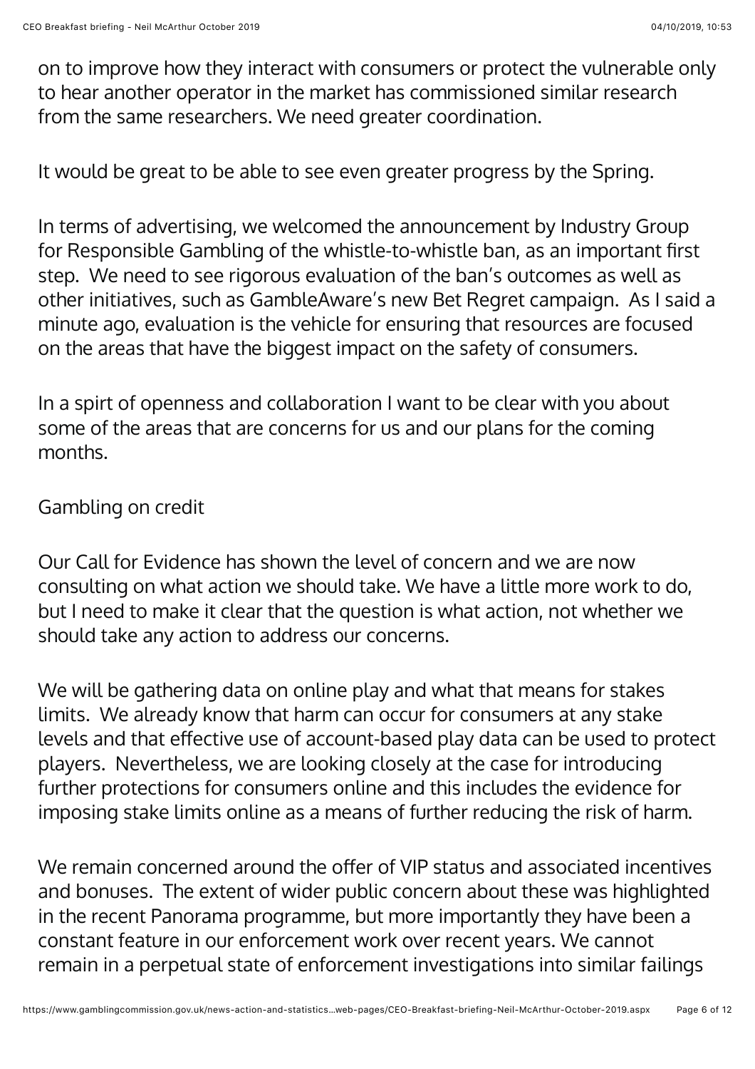on to improve how they interact with consumers or protect the vulnerable only to hear another operator in the market has commissioned similar research from the same researchers. We need greater coordination.

It would be great to be able to see even greater progress by the Spring.

In terms of advertising, we welcomed the announcement by Industry Group for Responsible Gambling of the whistle-to-whistle ban, as an important first step. We need to see rigorous evaluation of the ban's outcomes as well as other initiatives, such as GambleAware's new Bet Regret campaign. As I said a minute ago, evaluation is the vehicle for ensuring that resources are focused on the areas that have the biggest impact on the safety of consumers.

In a spirt of openness and collaboration I want to be clear with you about some of the areas that are concerns for us and our plans for the coming months.

Gambling on credit

Our Call for Evidence has shown the level of concern and we are now consulting on what action we should take. We have a little more work to do, but I need to make it clear that the question is what action, not whether we should take any action to address our concerns.

We will be gathering data on online play and what that means for stakes limits. We already know that harm can occur for consumers at any stake levels and that effective use of account-based play data can be used to protect players. Nevertheless, we are looking closely at the case for introducing further protections for consumers online and this includes the evidence for imposing stake limits online as a means of further reducing the risk of harm.

We remain concerned around the offer of VIP status and associated incentives and bonuses. The extent of wider public concern about these was highlighted in the recent Panorama programme, but more importantly they have been a constant feature in our enforcement work over recent years. We cannot remain in a perpetual state of enforcement investigations into similar failings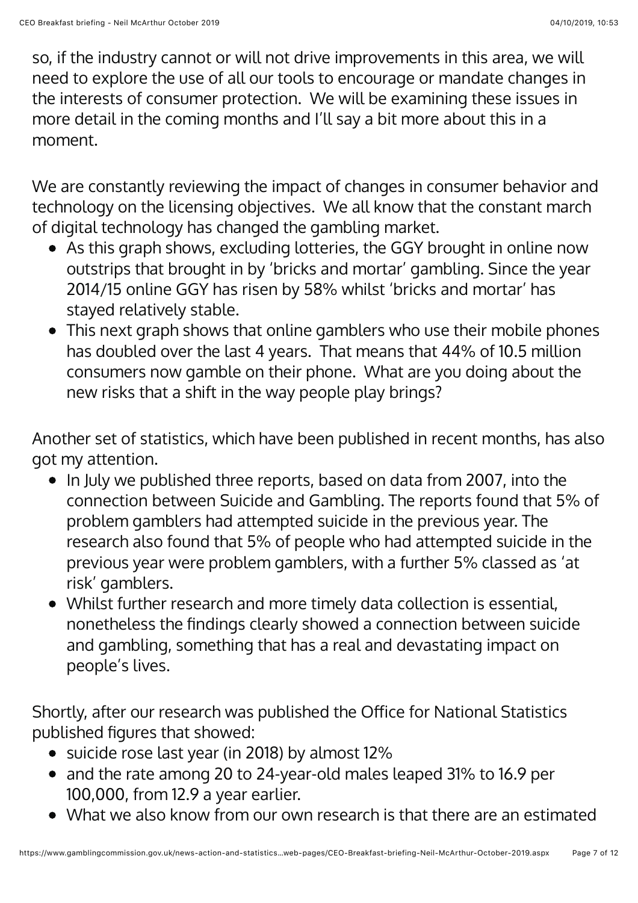so, if the industry cannot or will not drive improvements in this area, we will need to explore the use of all our tools to encourage or mandate changes in the interests of consumer protection. We will be examining these issues in more detail in the coming months and I'll say a bit more about this in a moment.

We are constantly reviewing the impact of changes in consumer behavior and technology on the licensing objectives. We all know that the constant march of digital technology has changed the gambling market.

- As this graph shows, excluding lotteries, the GGY brought in online now outstrips that brought in by 'bricks and mortar' gambling. Since the year 2014/15 online GGY has risen by 58% whilst 'bricks and mortar' has stayed relatively stable.
- This next graph shows that online gamblers who use their mobile phones has doubled over the last 4 years. That means that 44% of 10.5 million consumers now gamble on their phone. What are you doing about the new risks that a shift in the way people play brings?

Another set of statistics, which have been published in recent months, has also got my attention.

- In July we published three reports, based on data from 2007, into the connection between Suicide and Gambling. The reports found that 5% of problem gamblers had attempted suicide in the previous year. The research also found that 5% of people who had attempted suicide in the previous year were problem gamblers, with a further 5% classed as 'at risk' gamblers.
- Whilst further research and more timely data collection is essential, nonetheless the findings clearly showed a connection between suicide and gambling, something that has a real and devastating impact on people's lives.

Shortly, after our research was published the Office for National Statistics published figures that showed:

- suicide rose last year (in 2018) by almost 12%
- and the rate among 20 to 24-year-old males leaped 31% to 16.9 per 100,000, from 12.9 a year earlier.
- What we also know from our own research is that there are an estimated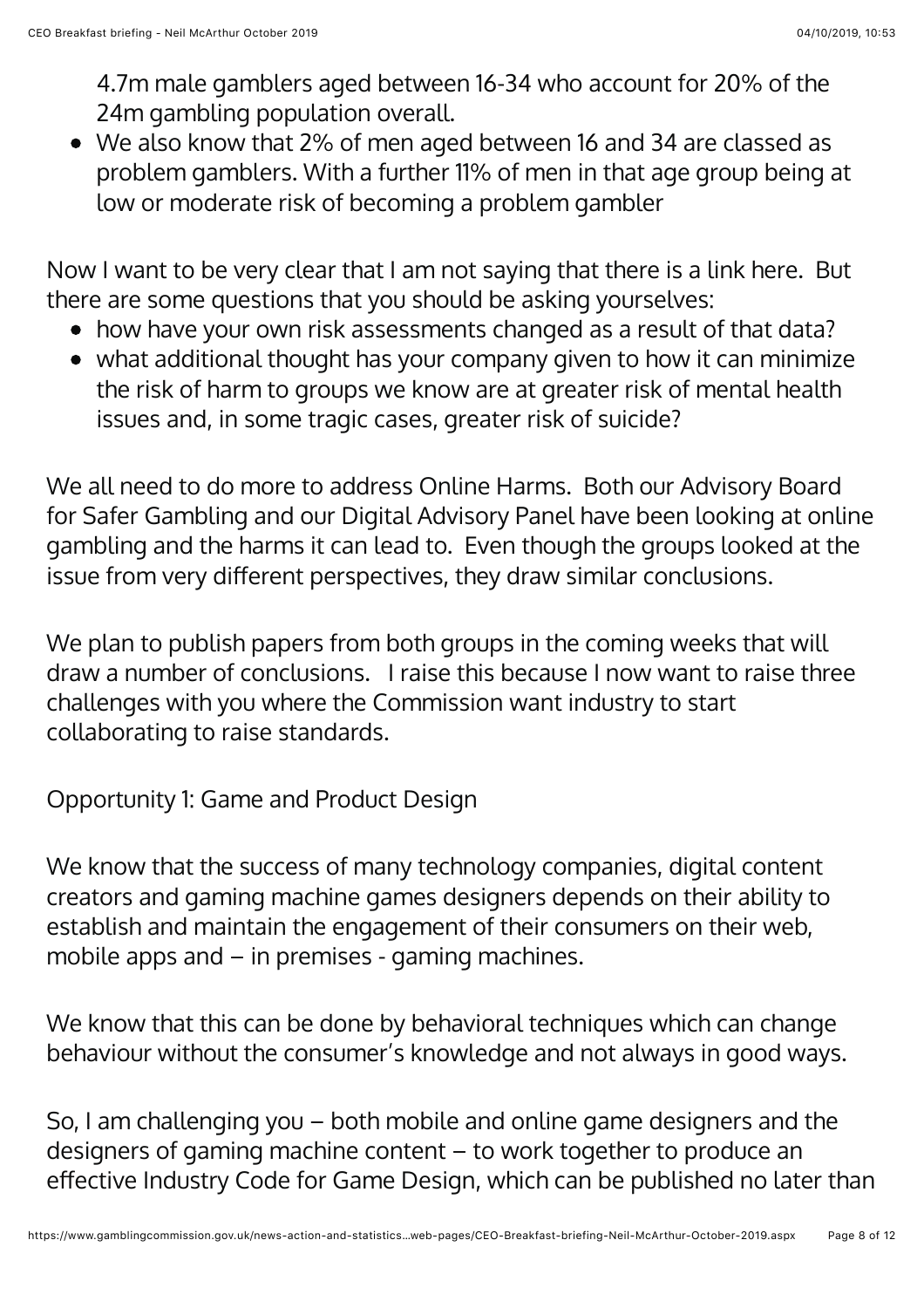4.7m male gamblers aged between 16-34 who account for 20% of the 24m gambling population overall.

- We also know that 2% of men aged between 16 and 34 are classed as problem gamblers. With a further 11% of men in that age group being at low or moderate risk of becoming a problem gambler

Now I want to be very clear that I am not saying that there is a link here. But there are some questions that you should be asking yourselves:

- how have your own risk assessments changed as a result of that data?
- what additional thought has your company given to how it can minimize the risk of harm to groups we know are at greater risk of mental health issues and, in some tragic cases, greater risk of suicide?

We all need to do more to address Online Harms. Both our Advisory Board for Safer Gambling and our Digital Advisory Panel have been looking at online gambling and the harms it can lead to. Even though the groups looked at the issue from very different perspectives, they draw similar conclusions.

We plan to publish papers from both groups in the coming weeks that will draw a number of conclusions. I raise this because I now want to raise three challenges with you where the Commission want industry to start collaborating to raise standards.

Opportunity 1: Game and Product Design

We know that the success of many technology companies, digital content creators and gaming machine games designers depends on their ability to establish and maintain the engagement of their consumers on their web, mobile apps and – in premises - gaming machines.

We know that this can be done by behavioral techniques which can change behaviour without the consumer's knowledge and not always in good ways.

So, I am challenging you – both mobile and online game designers and the designers of gaming machine content – to work together to produce an effective Industry Code for Game Design, which can be published no later than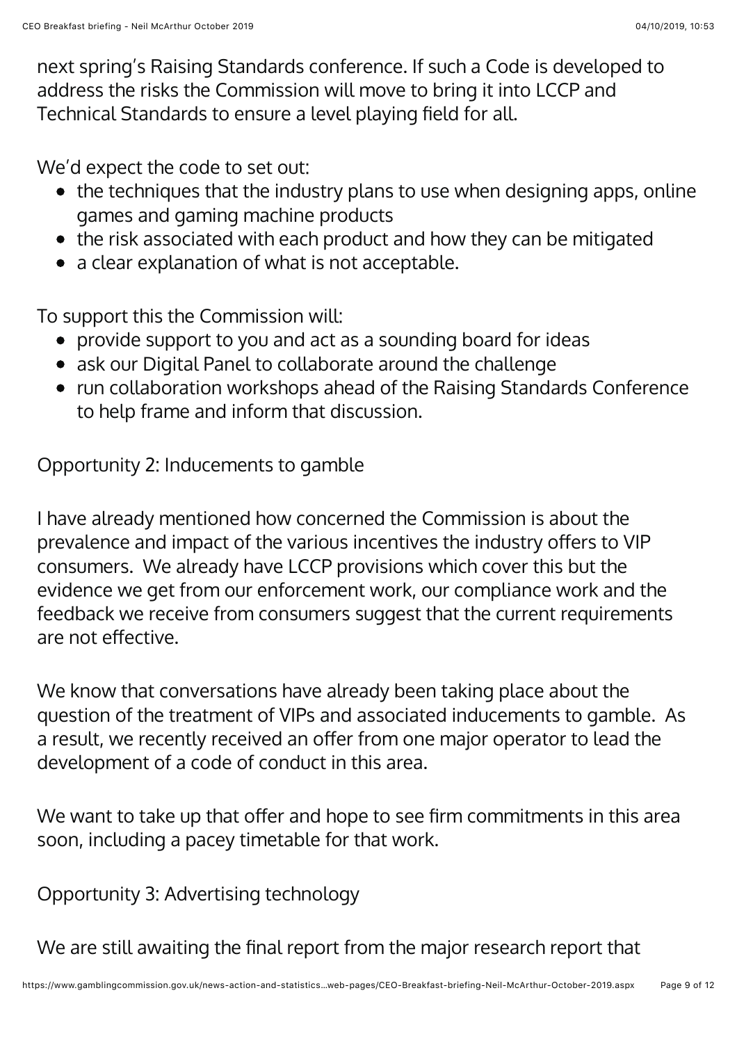next spring's Raising Standards conference. If such a Code is developed to address the risks the Commission will move to bring it into LCCP and Technical Standards to ensure a level playing field for all.

We'd expect the code to set out:

- the techniques that the industry plans to use when designing apps, online games and gaming machine products
- the risk associated with each product and how they can be mitigated
- a clear explanation of what is not acceptable.

To support this the Commission will:

- provide support to you and act as a sounding board for ideas
- ask our Digital Panel to collaborate around the challenge
- run collaboration workshops ahead of the Raising Standards Conference to help frame and inform that discussion.

Opportunity 2: Inducements to gamble

I have already mentioned how concerned the Commission is about the prevalence and impact of the various incentives the industry offers to VIP consumers. We already have LCCP provisions which cover this but the evidence we get from our enforcement work, our compliance work and the feedback we receive from consumers suggest that the current requirements are not effective.

We know that conversations have already been taking place about the question of the treatment of VIPs and associated inducements to gamble. As a result, we recently received an offer from one major operator to lead the development of a code of conduct in this area.

We want to take up that offer and hope to see firm commitments in this area soon, including a pacey timetable for that work.

Opportunity 3: Advertising technology

We are still awaiting the final report from the major research report that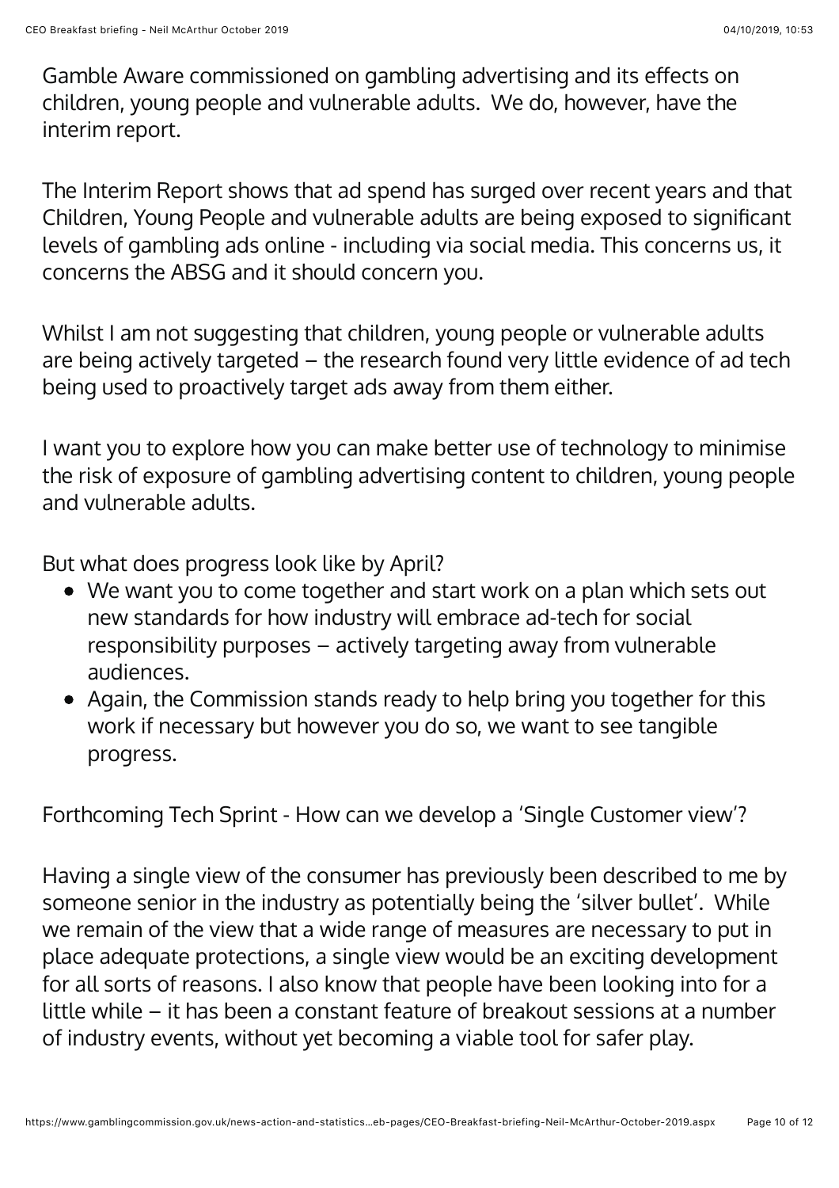Gamble Aware commissioned on gambling advertising and its effects on children, young people and vulnerable adults.  We do, however, have the interim report.

The Interim Report shows that ad spend has surged over recent years and that Children, Young People and vulnerable adults are being exposed to significant levels of gambling ads online - including via social media. This concerns us, it concerns the ABSG and it should concern you.

Whilst I am not suggesting that children, young people or vulnerable adults are being actively targeted – the research found very little evidence of ad tech being used to proactively target ads away from them either.

I want you to explore how you can make better use of technology to minimise the risk of exposure of gambling advertising content to children, young people and vulnerable adults.

But what does progress look like by April?

- We want you to come together and start work on a plan which sets out new standards for how industry will embrace ad-tech for social responsibility purposes – actively targeting away from vulnerable audiences.
- Again, the Commission stands ready to help bring you together for this work if necessary but however you do so, we want to see tangible progress.

Forthcoming Tech Sprint - How can we develop a 'Single Customer view'?

Having a single view of the consumer has previously been described to me by someone senior in the industry as potentially being the 'silver bullet'.  While we remain of the view that a wide range of measures are necessary to put in place adequate protections, a single view would be an exciting development for all sorts of reasons. I also know that people have been looking into for a little while – it has been a constant feature of breakout sessions at a number of industry events, without yet becoming a viable tool for safer play.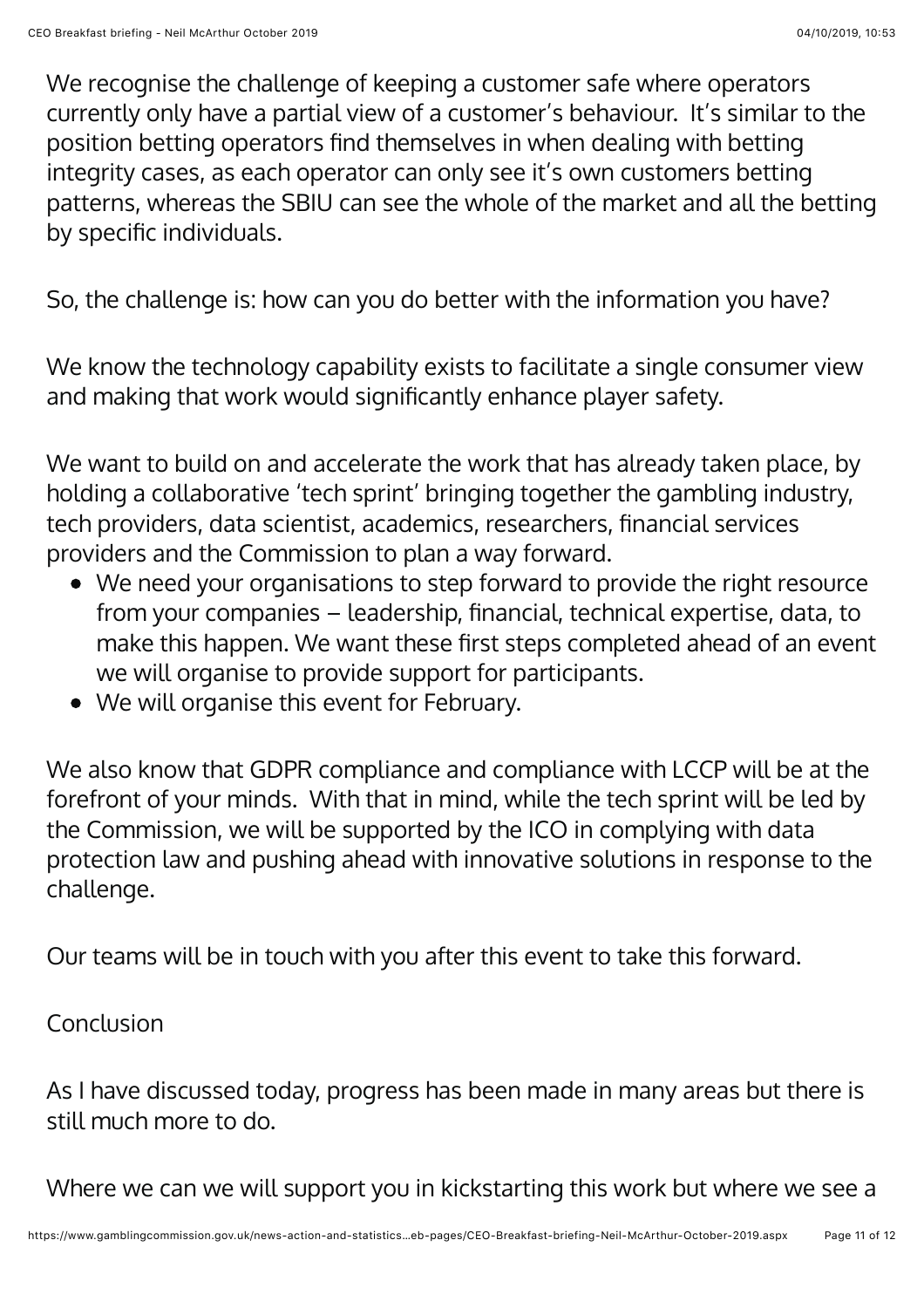We recognise the challenge of keeping a customer safe where operators currently only have a partial view of a customer's behaviour. It's similar to the position betting operators find themselves in when dealing with betting integrity cases, as each operator can only see it's own customers betting patterns, whereas the SBIU can see the whole of the market and all the betting by specific individuals.

So, the challenge is: how can you do better with the information you have?

We know the technology capability exists to facilitate a single consumer view and making that work would significantly enhance player safety.

We want to build on and accelerate the work that has already taken place, by holding a collaborative 'tech sprint' bringing together the gambling industry, tech providers, data scientist, academics, researchers, financial services providers and the Commission to plan a way forward.

- We need your organisations to step forward to provide the right resource from your companies – leadership, financial, technical expertise, data, to make this happen. We want these first steps completed ahead of an event we will organise to provide support for participants.
- We will organise this event for February.

We also know that GDPR compliance and compliance with LCCP will be at the forefront of your minds. With that in mind, while the tech sprint will be led by the Commission, we will be supported by the ICO in complying with data protection law and pushing ahead with innovative solutions in response to the challenge.

Our teams will be in touch with you after this event to take this forward.

Conclusion

As I have discussed today, progress has been made in many areas but there is still much more to do.

Where we can we will support you in kickstarting this work but where we see a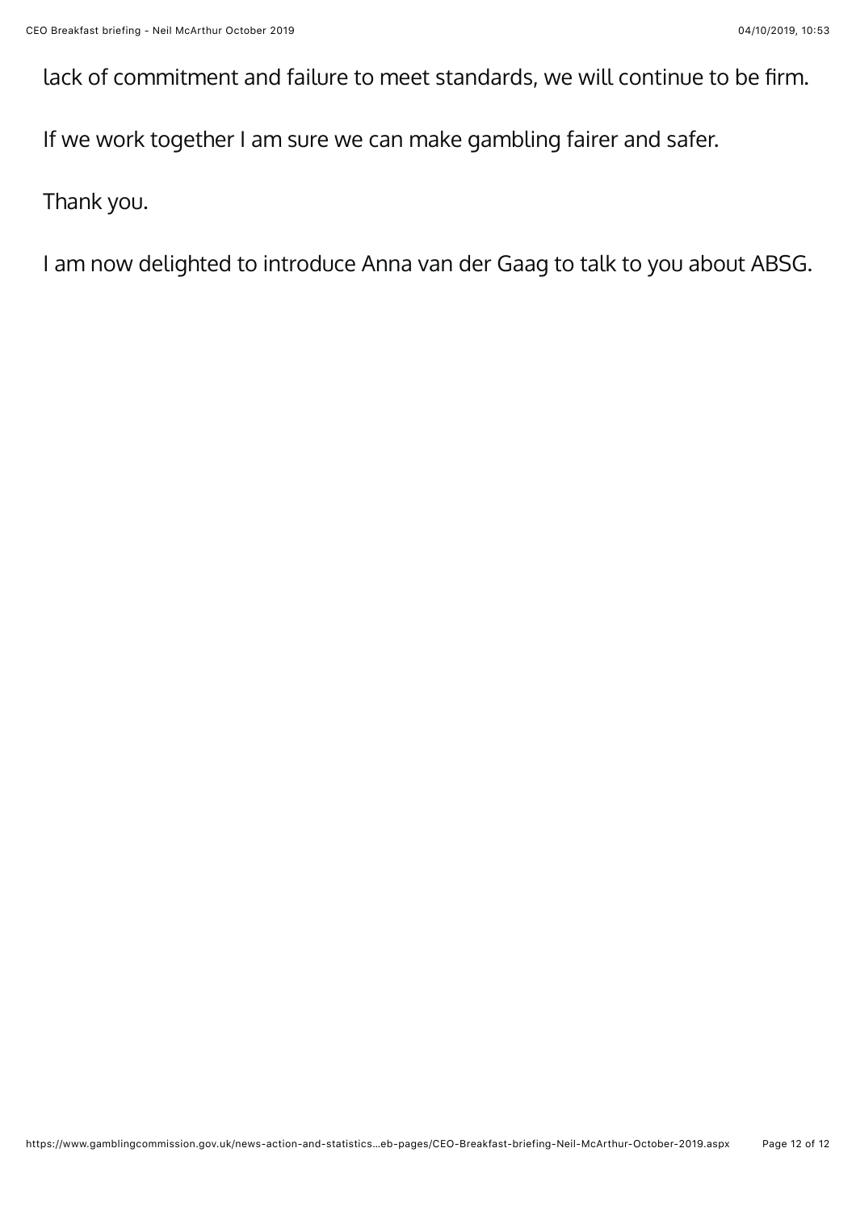lack of commitment and failure to meet standards, we will continue to be firm.

If we work together I am sure we can make gambling fairer and safer.

Thank you.

I am now delighted to introduce Anna van der Gaag to talk to you about ABSG.